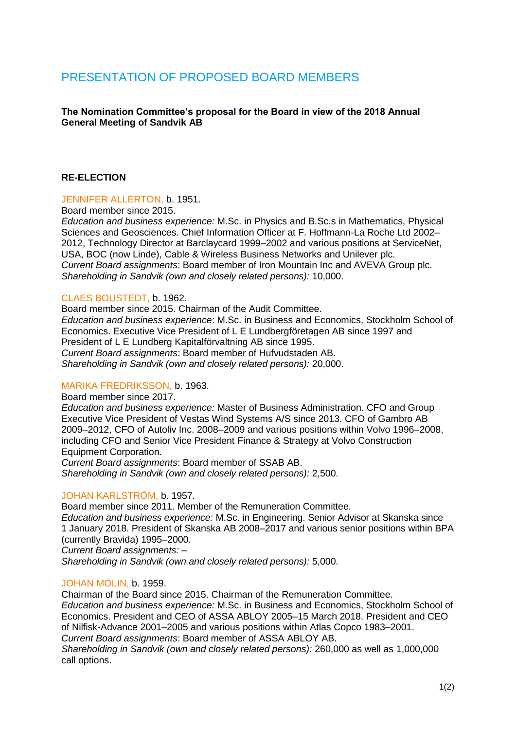# PRESENTATION OF PROPOSED BOARD MEMBERS

**The Nomination Committee's proposal for the Board in view of the 2018 Annual General Meeting of Sandvik AB**

**RE-ELECTION**

JENNIFER ALLERTON, b. 1951.
Board member since 2015.
*Education and business experience:* M.Sc. in Physics and B.Sc.s in Mathematics, Physical Sciences and Geosciences. Chief Information Officer at F. Hoffmann-La Roche Ltd 2002–2012, Technology Director at Barclaycard 1999–2002 and various positions at ServiceNet, USA, BOC (now Linde), Cable & Wireless Business Networks and Unilever plc.
*Current Board assignments*: Board member of Iron Mountain Inc and AVEVA Group plc.
*Shareholding in Sandvik (own and closely related persons):* 10,000.

CLAES BOUSTEDT, b. 1962.
Board member since 2015. Chairman of the Audit Committee.
*Education and business experience*: M.Sc. in Business and Economics, Stockholm School of Economics. Executive Vice President of L E Lundbergföretagen AB since 1997 and President of L E Lundberg Kapitalförvaltning AB since 1995.
*Current Board assignments*: Board member of Hufvudstaden AB.
*Shareholding in Sandvik (own and closely related persons):* 20,000.

MARIKA FREDRIKSSON, b. 1963.
Board member since 2017.
*Education and business experience:* Master of Business Administration. CFO and Group Executive Vice President of Vestas Wind Systems A/S since 2013. CFO of Gambro AB 2009–2012, CFO of Autoliv Inc. 2008–2009 and various positions within Volvo 1996–2008, including CFO and Senior Vice President Finance & Strategy at Volvo Construction Equipment Corporation.
*Current Board assignments*: Board member of SSAB AB.
*Shareholding in Sandvik (own and closely related persons):* 2,500.

JOHAN KARLSTRÖM, b. 1957.
Board member since 2011. Member of the Remuneration Committee.
*Education and business experience:* M.Sc. in Engineering. Senior Advisor at Skanska since 1 January 2018. President of Skanska AB 2008–2017 and various senior positions within BPA (currently Bravida) 1995–2000.
*Current Board assignments:* –
*Shareholding in Sandvik (own and closely related persons):* 5,000.

JOHAN MOLIN, b. 1959.
Chairman of the Board since 2015. Chairman of the Remuneration Committee.
*Education and business experience:* M.Sc. in Business and Economics, Stockholm School of Economics. President and CEO of ASSA ABLOY 2005–15 March 2018. President and CEO of Nilfisk-Advance 2001–2005 and various positions within Atlas Copco 1983–2001.
*Current Board assignments*: Board member of ASSA ABLOY AB.
*Shareholding in Sandvik (own and closely related persons):* 260,000 as well as 1,000,000 call options.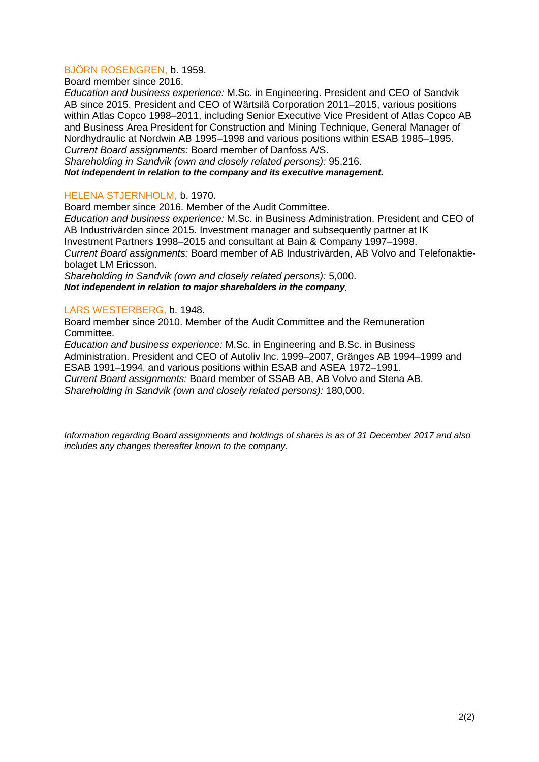BJÖRN ROSENGREN, b. 1959.

Board member since 2016.

*Education and business experience:* M.Sc. in Engineering. President and CEO of Sandvik AB since 2015. President and CEO of Wärtsilä Corporation 2011–2015, various positions within Atlas Copco 1998–2011, including Senior Executive Vice President of Atlas Copco AB and Business Area President for Construction and Mining Technique, General Manager of Nordhydraulic at Nordwin AB 1995–1998 and various positions within ESAB 1985–1995.

*Current Board assignments:* Board member of Danfoss A/S.

*Shareholding in Sandvik (own and closely related persons):* 95,216.

***Not independent in relation to the company and its executive management.***

HELENA STJERNHOLM, b. 1970.

Board member since 2016. Member of the Audit Committee.

*Education and business experience:* M.Sc. in Business Administration. President and CEO of AB Industrivärden since 2015. Investment manager and subsequently partner at IK Investment Partners 1998–2015 and consultant at Bain & Company 1997–1998.

*Current Board assignments:* Board member of AB Industrivärden, AB Volvo and Telefonaktiebolaget LM Ericsson.

*Shareholding in Sandvik (own and closely related persons):* 5,000.

***Not independent in relation to major shareholders in the company***.

LARS WESTERBERG, b. 1948.

Board member since 2010. Member of the Audit Committee and the Remuneration Committee.

*Education and business experience:* M.Sc. in Engineering and B.Sc. in Business Administration. President and CEO of Autoliv Inc. 1999–2007, Gränges AB 1994–1999 and ESAB 1991–1994, and various positions within ESAB and ASEA 1972–1991.

*Current Board assignments:* Board member of SSAB AB, AB Volvo and Stena AB.

*Shareholding in Sandvik (own and closely related persons):* 180,000.

*Information regarding Board assignments and holdings of shares is as of 31 December 2017 and also includes any changes thereafter known to the company.*